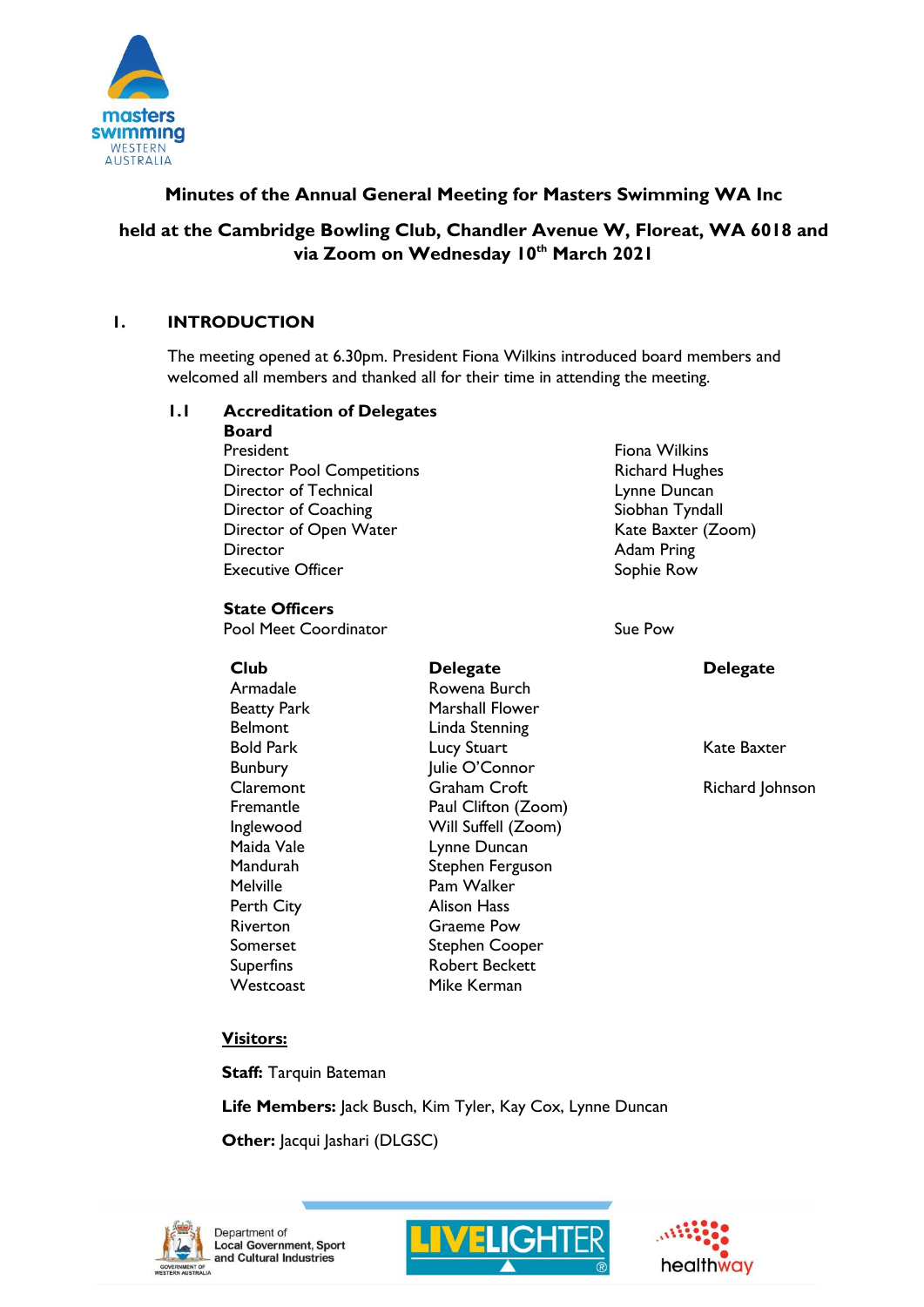# Minutes of the Annual General Meeting for Masters Swimming WA Inc

## held at the Cambridge Bowling Club, Chandler Avenue W, Floreat, WA 6018 and via Zoom on Wednesday 10th March 2021

## 1. INTRODUCTION

The meeting opened at 6.30pm. President Fiona Wilkins introduced board members and welcomed all members and thanked all for their time in attending the meeting.

### 1.1 Accreditation of Delegates

**Board**

| | |
|---|---|
| President | Fiona Wilkins |
| Director Pool Competitions | Richard Hughes |
| Director of Technical | Lynne Duncan |
| Director of Coaching | Siobhan Tyndall |
| Director of Open Water | Kate Baxter (Zoom) |
| Director | Adam Pring |
| Executive Officer | Sophie Row |

**State Officers**

| | |
|---|---|
| Pool Meet Coordinator | Sue Pow |

| Club | Delegate | Delegate |
|---|---|---|
| Armadale | Rowena Burch | |
| Beatty Park | Marshall Flower | |
| Belmont | Linda Stenning | |
| Bold Park | Lucy Stuart | Kate Baxter |
| Bunbury | Julie O'Connor | |
| Claremont | Graham Croft | Richard Johnson |
| Fremantle | Paul Clifton (Zoom) | |
| Inglewood | Will Suffell (Zoom) | |
| Maida Vale | Lynne Duncan | |
| Mandurah | Stephen Ferguson | |
| Melville | Pam Walker | |
| Perth City | Alison Hass | |
| Riverton | Graeme Pow | |
| Somerset | Stephen Cooper | |
| Superfins | Robert Beckett | |
| Westcoast | Mike Kerman | |

**Visitors:**

**Staff:** Tarquin Bateman

**Life Members:** Jack Busch, Kim Tyler, Kay Cox, Lynne Duncan

**Other:** Jacqui Jashari (DLGSC)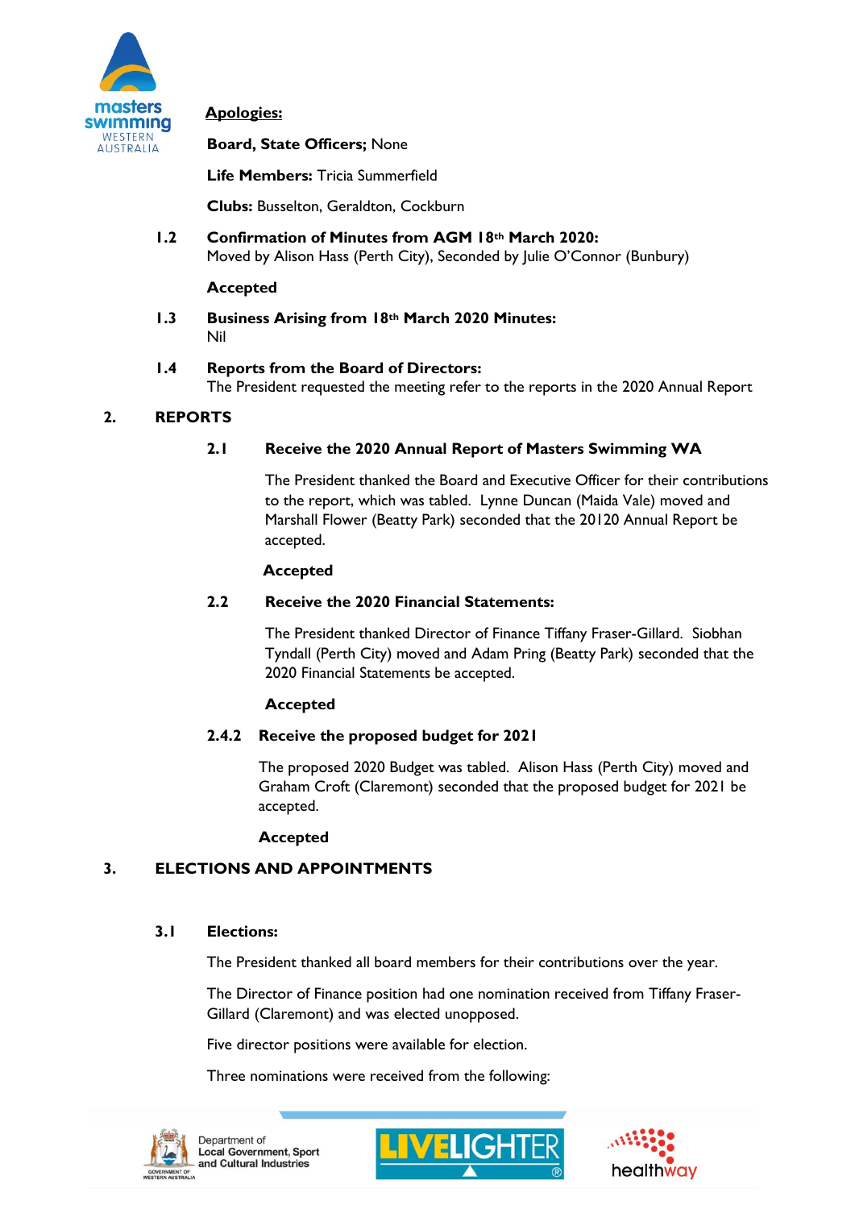**Apologies:**

**Board, State Officers;** None

**Life Members:** Tricia Summerfield

**Clubs:** Busselton, Geraldton, Cockburn

**1.2 Confirmation of Minutes from AGM 18th March 2020:**
Moved by Alison Hass (Perth City), Seconded by Julie O'Connor (Bunbury)

**Accepted**

**1.3 Business Arising from 18th March 2020 Minutes:**
Nil

**1.4 Reports from the Board of Directors:**
The President requested the meeting refer to the reports in the 2020 Annual Report

## 2. REPORTS

### 2.1 Receive the 2020 Annual Report of Masters Swimming WA

The President thanked the Board and Executive Officer for their contributions to the report, which was tabled. Lynne Duncan (Maida Vale) moved and Marshall Flower (Beatty Park) seconded that the 20120 Annual Report be accepted.

**Accepted**

### 2.2 Receive the 2020 Financial Statements:

The President thanked Director of Finance Tiffany Fraser-Gillard. Siobhan Tyndall (Perth City) moved and Adam Pring (Beatty Park) seconded that the 2020 Financial Statements be accepted.

**Accepted**

### 2.4.2 Receive the proposed budget for 2021

The proposed 2020 Budget was tabled. Alison Hass (Perth City) moved and Graham Croft (Claremont) seconded that the proposed budget for 2021 be accepted.

**Accepted**

## 3. ELECTIONS AND APPOINTMENTS

### 3.1 Elections:

The President thanked all board members for their contributions over the year.

The Director of Finance position had one nomination received from Tiffany Fraser-Gillard (Claremont) and was elected unopposed.

Five director positions were available for election.

Three nominations were received from the following: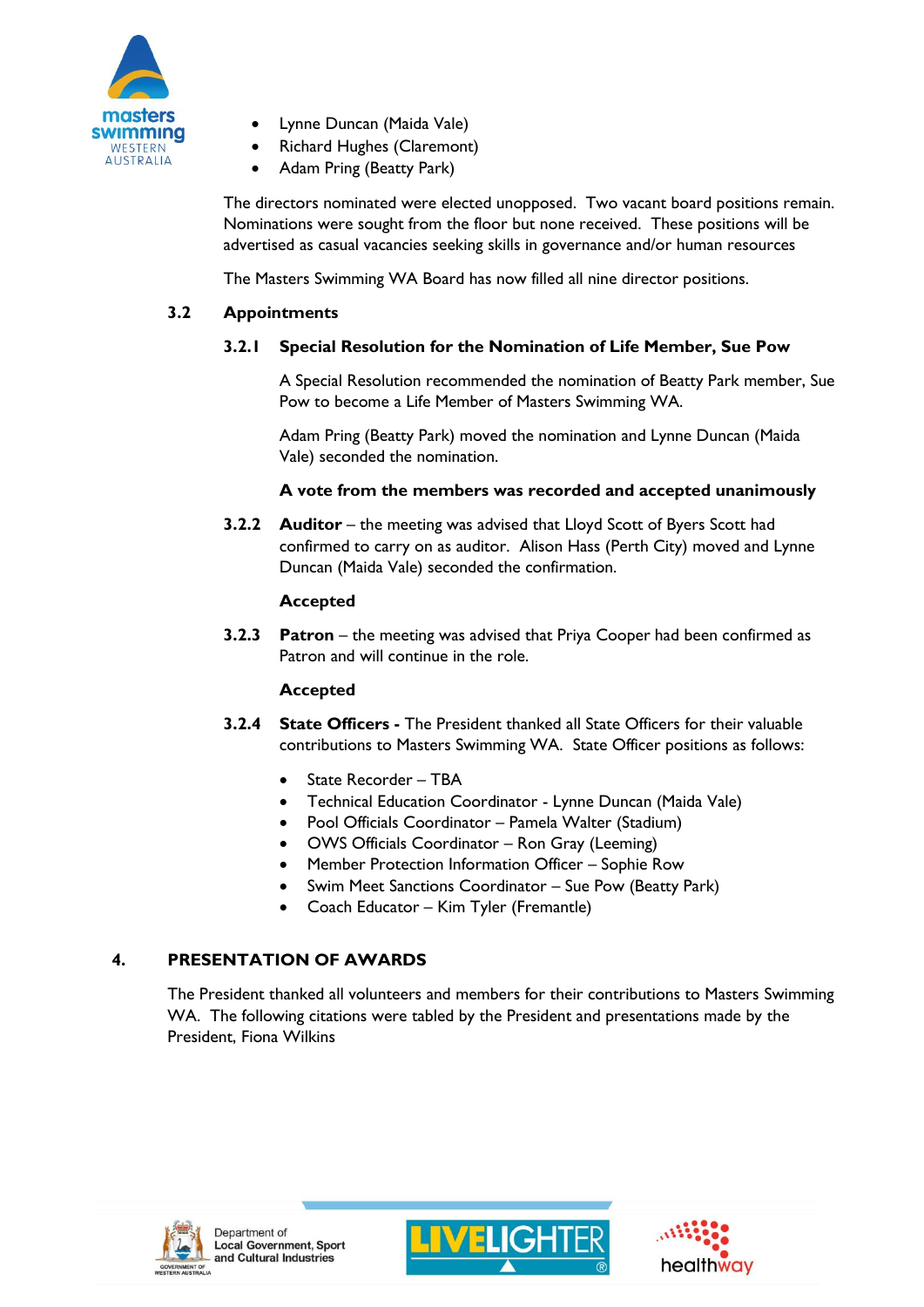- Lynne Duncan (Maida Vale)
- Richard Hughes (Claremont)
- Adam Pring (Beatty Park)

The directors nominated were elected unopposed. Two vacant board positions remain. Nominations were sought from the floor but none received. These positions will be advertised as casual vacancies seeking skills in governance and/or human resources

The Masters Swimming WA Board has now filled all nine director positions.

### 3.2 Appointments

#### 3.2.1 Special Resolution for the Nomination of Life Member, Sue Pow

A Special Resolution recommended the nomination of Beatty Park member, Sue Pow to become a Life Member of Masters Swimming WA.

Adam Pring (Beatty Park) moved the nomination and Lynne Duncan (Maida Vale) seconded the nomination.

**A vote from the members was recorded and accepted unanimously**

**3.2.2 Auditor** – the meeting was advised that Lloyd Scott of Byers Scott had confirmed to carry on as auditor. Alison Hass (Perth City) moved and Lynne Duncan (Maida Vale) seconded the confirmation.

**Accepted**

**3.2.3 Patron** – the meeting was advised that Priya Cooper had been confirmed as Patron and will continue in the role.

**Accepted**

**3.2.4 State Officers -** The President thanked all State Officers for their valuable contributions to Masters Swimming WA. State Officer positions as follows:

- State Recorder – TBA
- Technical Education Coordinator - Lynne Duncan (Maida Vale)
- Pool Officials Coordinator – Pamela Walter (Stadium)
- OWS Officials Coordinator – Ron Gray (Leeming)
- Member Protection Information Officer – Sophie Row
- Swim Meet Sanctions Coordinator – Sue Pow (Beatty Park)
- Coach Educator – Kim Tyler (Fremantle)

## 4. PRESENTATION OF AWARDS

The President thanked all volunteers and members for their contributions to Masters Swimming WA. The following citations were tabled by the President and presentations made by the President, Fiona Wilkins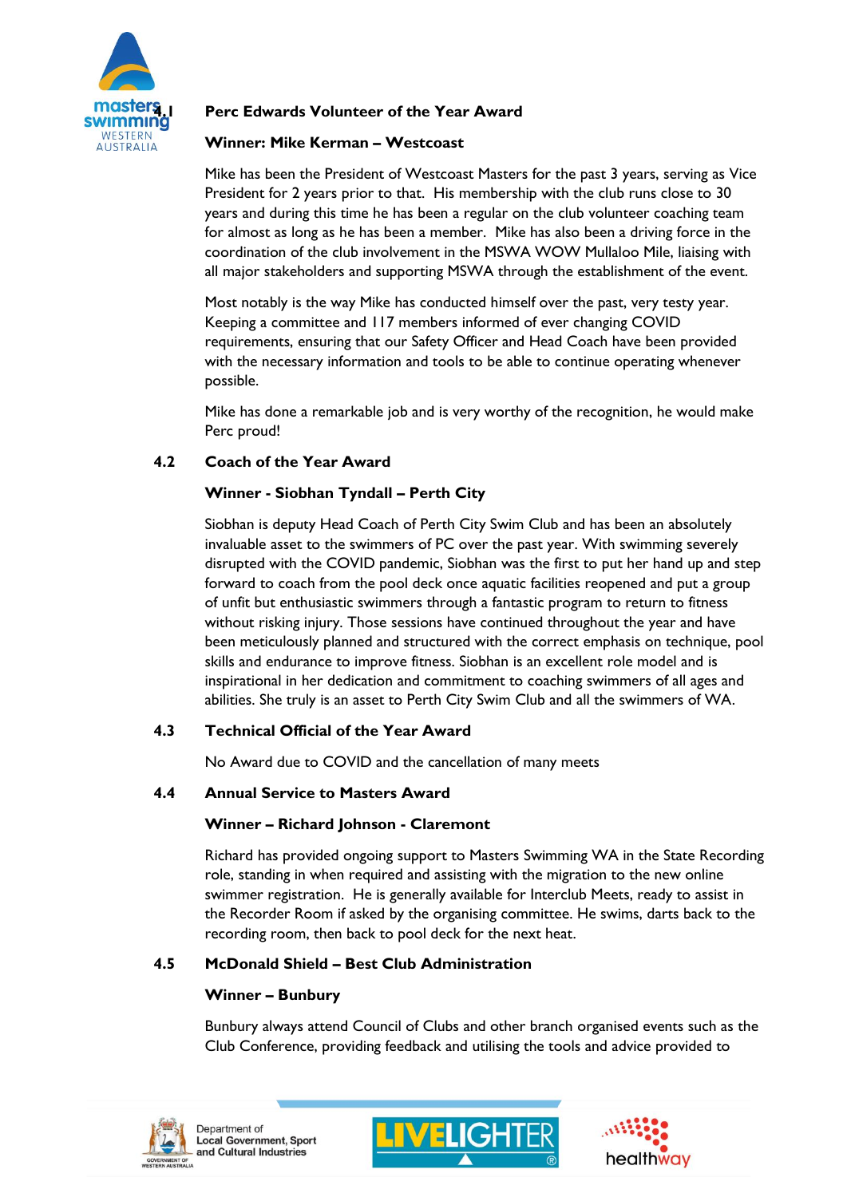### 4.1 Perc Edwards Volunteer of the Year Award

**Winner: Mike Kerman – Westcoast**

Mike has been the President of Westcoast Masters for the past 3 years, serving as Vice President for 2 years prior to that. His membership with the club runs close to 30 years and during this time he has been a regular on the club volunteer coaching team for almost as long as he has been a member. Mike has also been a driving force in the coordination of the club involvement in the MSWA WOW Mullaloo Mile, liaising with all major stakeholders and supporting MSWA through the establishment of the event.

Most notably is the way Mike has conducted himself over the past, very testy year. Keeping a committee and 117 members informed of ever changing COVID requirements, ensuring that our Safety Officer and Head Coach have been provided with the necessary information and tools to be able to continue operating whenever possible.

Mike has done a remarkable job and is very worthy of the recognition, he would make Perc proud!

### 4.2 Coach of the Year Award

**Winner - Siobhan Tyndall – Perth City**

Siobhan is deputy Head Coach of Perth City Swim Club and has been an absolutely invaluable asset to the swimmers of PC over the past year. With swimming severely disrupted with the COVID pandemic, Siobhan was the first to put her hand up and step forward to coach from the pool deck once aquatic facilities reopened and put a group of unfit but enthusiastic swimmers through a fantastic program to return to fitness without risking injury. Those sessions have continued throughout the year and have been meticulously planned and structured with the correct emphasis on technique, pool skills and endurance to improve fitness. Siobhan is an excellent role model and is inspirational in her dedication and commitment to coaching swimmers of all ages and abilities. She truly is an asset to Perth City Swim Club and all the swimmers of WA.

### 4.3 Technical Official of the Year Award

No Award due to COVID and the cancellation of many meets

### 4.4 Annual Service to Masters Award

**Winner – Richard Johnson - Claremont**

Richard has provided ongoing support to Masters Swimming WA in the State Recording role, standing in when required and assisting with the migration to the new online swimmer registration. He is generally available for Interclub Meets, ready to assist in the Recorder Room if asked by the organising committee. He swims, darts back to the recording room, then back to pool deck for the next heat.

### 4.5 McDonald Shield – Best Club Administration

**Winner – Bunbury**

Bunbury always attend Council of Clubs and other branch organised events such as the Club Conference, providing feedback and utilising the tools and advice provided to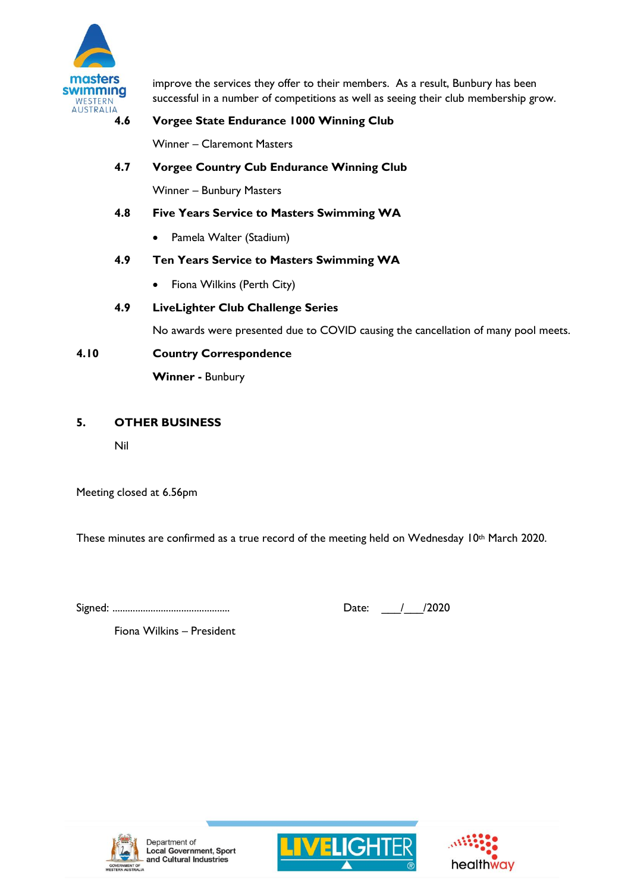improve the services they offer to their members. As a result, Bunbury has been successful in a number of competitions as well as seeing their club membership grow.

**4.6 Vorgee State Endurance 1000 Winning Club**

Winner – Claremont Masters

**4.7 Vorgee Country Cub Endurance Winning Club**

Winner – Bunbury Masters

**4.8 Five Years Service to Masters Swimming WA**

- Pamela Walter (Stadium)

**4.9 Ten Years Service to Masters Swimming WA**

- Fiona Wilkins (Perth City)

**4.9 LiveLighter Club Challenge Series**

No awards were presented due to COVID causing the cancellation of many pool meets.

**4.10 Country Correspondence**

**Winner -** Bunbury

**5. OTHER BUSINESS**

Nil

Meeting closed at 6.56pm

These minutes are confirmed as a true record of the meeting held on Wednesday 10th March 2020.

Signed: ............................................ Date: \_\_\_/\_\_\_/2020

Fiona Wilkins – President